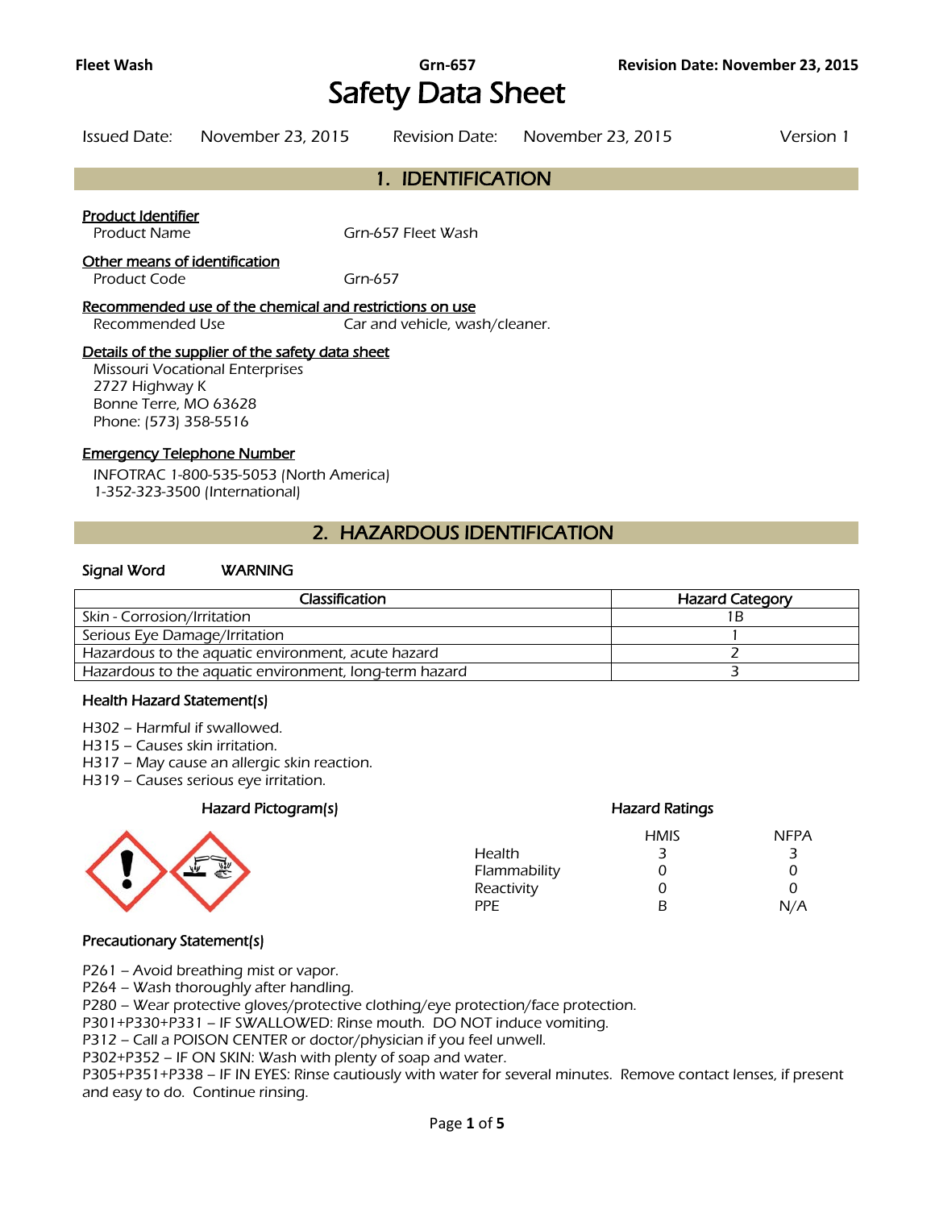# Safety Data Sheet

Issued Date: November 23, 2015 Revision Date: November 23, 2015 Version 1

## 1. IDENTIFICATION

**Product Identifier**

Product Name Grn-657 Fleet Wash

**Other means of identification**

Product Code Grn-657

**Recommended use of the chemical and restrictions on use**

Recommended Use Car and vehicle, wash/cleaner.

**Details of the supplier of the safety data sheet**

Missouri Vocational Enterprises
2727 Highway K
Bonne Terre, MO 63628
Phone: (573) 358-5516

**Emergency Telephone Number**

INFOTRAC 1-800-535-5053 (North America)
1-352-323-3500 (International)

## 2. HAZARDOUS IDENTIFICATION

**Signal Word** WARNING

| Classification | Hazard Category |
|---|---|
| Skin - Corrosion/Irritation | 1B |
| Serious Eye Damage/Irritation | 1 |
| Hazardous to the aquatic environment, acute hazard | 2 |
| Hazardous to the aquatic environment, long-term hazard | 3 |

### Health Hazard Statement(s)

H302 – Harmful if swallowed.
H315 – Causes skin irritation.
H317 – May cause an allergic skin reaction.
H319 – Causes serious eye irritation.

### Hazard Pictogram(s)

### Hazard Ratings

| | HMIS | NFPA |
|---|---|---|
| Health | 3 | 3 |
| Flammability | 0 | 0 |
| Reactivity | 0 | 0 |
| PPE | B | N/A |

### Precautionary Statement(s)

P261 – Avoid breathing mist or vapor.
P264 – Wash thoroughly after handling.
P280 – Wear protective gloves/protective clothing/eye protection/face protection.
P301+P330+P331 – IF SWALLOWED: Rinse mouth. DO NOT induce vomiting.
P312 – Call a POISON CENTER or doctor/physician if you feel unwell.
P302+P352 – IF ON SKIN: Wash with plenty of soap and water.
P305+P351+P338 – IF IN EYES: Rinse cautiously with water for several minutes. Remove contact lenses, if present and easy to do. Continue rinsing.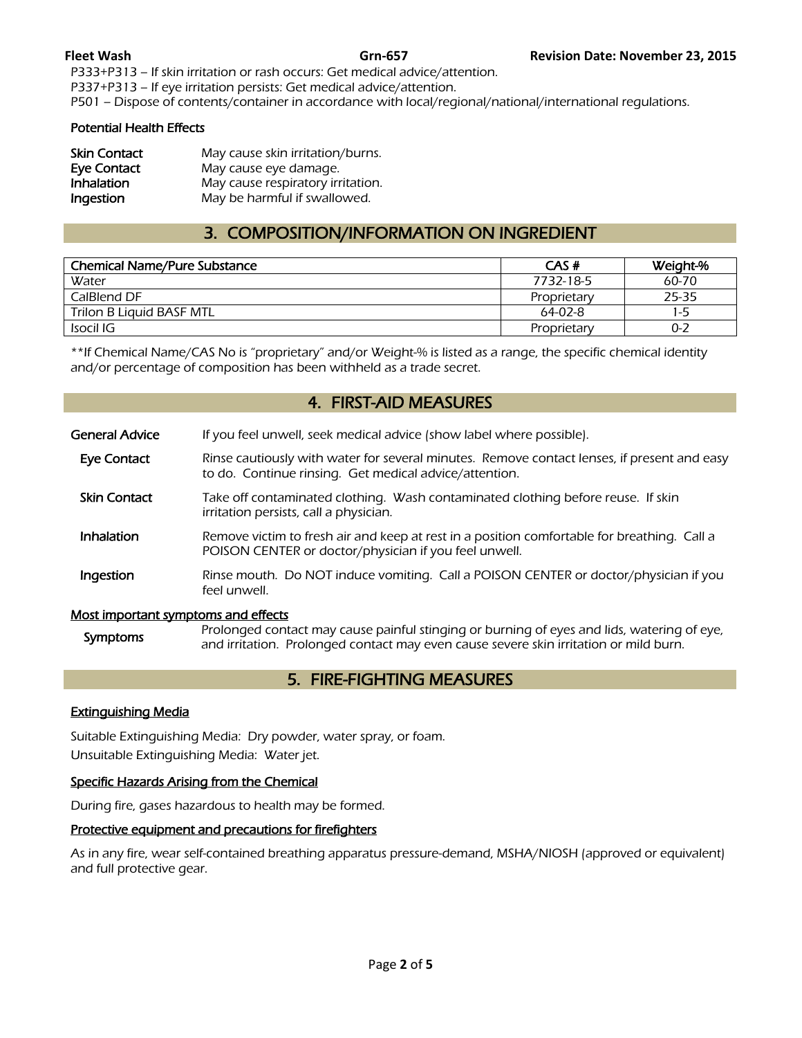P333+P313 – If skin irritation or rash occurs: Get medical advice/attention.
P337+P313 – If eye irritation persists: Get medical advice/attention.
P501 – Dispose of contents/container in accordance with local/regional/national/international regulations.

**Potential Health Effects**

| | |
|---|---|
| **Skin Contact** | May cause skin irritation/burns. |
| **Eye Contact** | May cause eye damage. |
| **Inhalation** | May cause respiratory irritation. |
| **Ingestion** | May be harmful if swallowed. |

## 3. COMPOSITION/INFORMATION ON INGREDIENT

| Chemical Name/Pure Substance | CAS # | Weight-% |
|---|---|---|
| Water | 7732-18-5 | 60-70 |
| CalBlend DF | Proprietary | 25-35 |
| Trilon B Liquid BASF MTL | 64-02-8 | 1-5 |
| Isocil IG | Proprietary | 0-2 |

**If Chemical Name/CAS No is "proprietary" and/or Weight-% is listed as a range, the specific chemical identity and/or percentage of composition has been withheld as a trade secret.

## 4. FIRST-AID MEASURES

**General Advice** If you feel unwell, seek medical advice (show label where possible).

**Eye Contact** Rinse cautiously with water for several minutes. Remove contact lenses, if present and easy to do. Continue rinsing. Get medical advice/attention.

**Skin Contact** Take off contaminated clothing. Wash contaminated clothing before reuse. If skin irritation persists, call a physician.

**Inhalation** Remove victim to fresh air and keep at rest in a position comfortable for breathing. Call a POISON CENTER or doctor/physician if you feel unwell.

**Ingestion** Rinse mouth. Do NOT induce vomiting. Call a POISON CENTER or doctor/physician if you feel unwell.

**Most important symptoms and effects**

**Symptoms** Prolonged contact may cause painful stinging or burning of eyes and lids, watering of eye, and irritation. Prolonged contact may even cause severe skin irritation or mild burn.

## 5. FIRE-FIGHTING MEASURES

**Extinguishing Media**

Suitable Extinguishing Media: Dry powder, water spray, or foam.
Unsuitable Extinguishing Media: Water jet.

**Specific Hazards Arising from the Chemical**

During fire, gases hazardous to health may be formed.

**Protective equipment and precautions for firefighters**

As in any fire, wear self-contained breathing apparatus pressure-demand, MSHA/NIOSH (approved or equivalent) and full protective gear.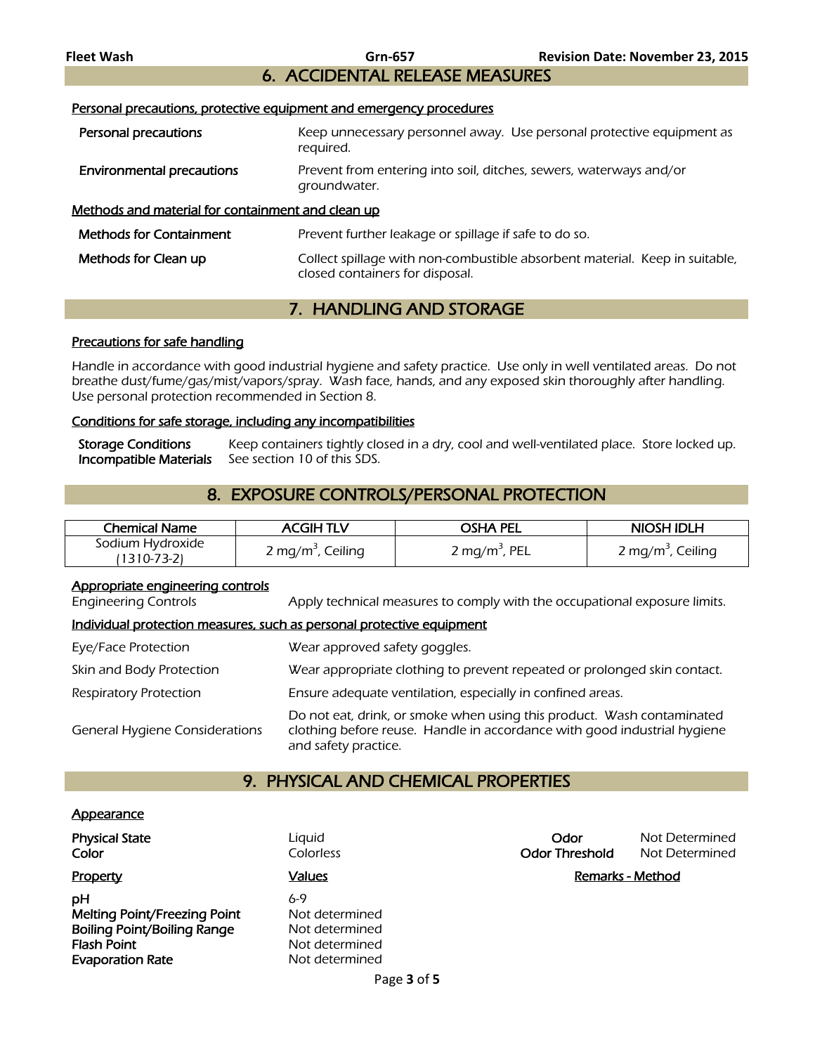## 6. ACCIDENTAL RELEASE MEASURES

Personal precautions, protective equipment and emergency procedures

**Personal precautions** Keep unnecessary personnel away. Use personal protective equipment as required.

**Environmental precautions** Prevent from entering into soil, ditches, sewers, waterways and/or groundwater.

Methods and material for containment and clean up

**Methods for Containment** Prevent further leakage or spillage if safe to do so.

**Methods for Clean up** Collect spillage with non-combustible absorbent material. Keep in suitable, closed containers for disposal.

## 7. HANDLING AND STORAGE

Precautions for safe handling

Handle in accordance with good industrial hygiene and safety practice. Use only in well ventilated areas. Do not breathe dust/fume/gas/mist/vapors/spray. Wash face, hands, and any exposed skin thoroughly after handling. Use personal protection recommended in Section 8.

Conditions for safe storage, including any incompatibilities

**Storage Conditions** Keep containers tightly closed in a dry, cool and well-ventilated place. Store locked up.
**Incompatible Materials** See section 10 of this SDS.

## 8. EXPOSURE CONTROLS/PERSONAL PROTECTION

| Chemical Name | ACGIH TLV | OSHA PEL | NIOSH IDLH |
|---|---|---|---|
| Sodium Hydroxide (1310-73-2) | 2 $mg/m^3$, Ceiling | 2 $mg/m^3$, PEL | 2 $mg/m^3$, Ceiling |

Appropriate engineering controls

Engineering Controls Apply technical measures to comply with the occupational exposure limits.

Individual protection measures, such as personal protective equipment

Eye/Face Protection Wear approved safety goggles.

Skin and Body Protection Wear appropriate clothing to prevent repeated or prolonged skin contact.

Respiratory Protection Ensure adequate ventilation, especially in confined areas.

General Hygiene Considerations Do not eat, drink, or smoke when using this product. Wash contaminated clothing before reuse. Handle in accordance with good industrial hygiene and safety practice.

## 9. PHYSICAL AND CHEMICAL PROPERTIES

Appearance

**Physical State** Liquid
**Color** Colorless
**Odor** Not Determined
**Odor Threshold** Not Determined

| Property | Values | Remarks - Method |
|---|---|---|
| **pH** | 6-9 | |
| **Melting Point/Freezing Point** | Not determined | |
| **Boiling Point/Boiling Range** | Not determined | |
| **Flash Point** | Not determined | |
| **Evaporation Rate** | Not determined | |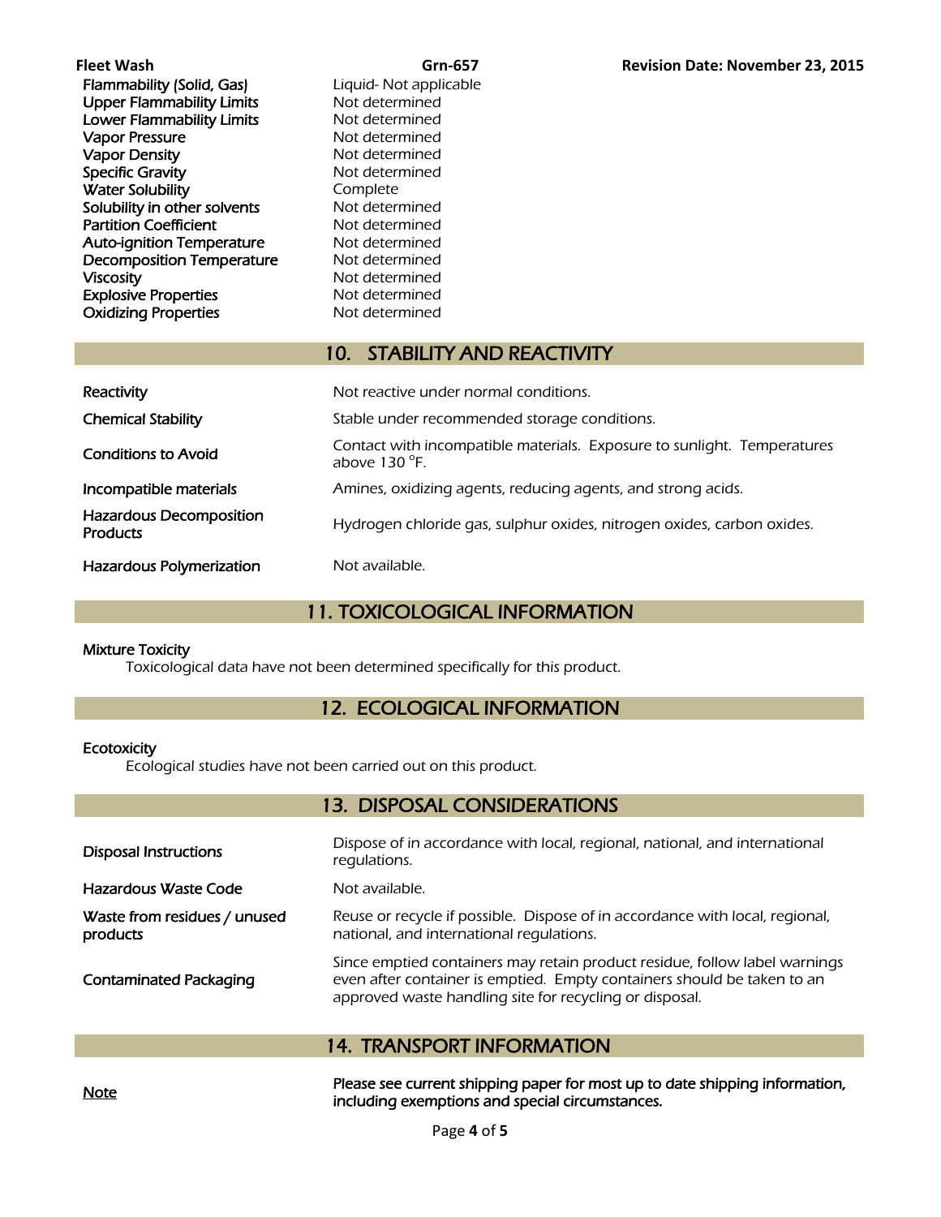| | |
|---|---|
| Flammability (Solid, Gas) | Liquid- Not applicable |
| Upper Flammability Limits | Not determined |
| Lower Flammability Limits | Not determined |
| Vapor Pressure | Not determined |
| Vapor Density | Not determined |
| Specific Gravity | Not determined |
| Water Solubility | Complete |
| Solubility in other solvents | Not determined |
| Partition Coefficient | Not determined |
| Auto-ignition Temperature | Not determined |
| Decomposition Temperature | Not determined |
| Viscosity | Not determined |
| Explosive Properties | Not determined |
| Oxidizing Properties | Not determined |

## 10. STABILITY AND REACTIVITY

| | |
|---|---|
| Reactivity | Not reactive under normal conditions. |
| Chemical Stability | Stable under recommended storage conditions. |
| Conditions to Avoid | Contact with incompatible materials. Exposure to sunlight. Temperatures above 130 °F. |
| Incompatible materials | Amines, oxidizing agents, reducing agents, and strong acids. |
| Hazardous Decomposition Products | Hydrogen chloride gas, sulphur oxides, nitrogen oxides, carbon oxides. |
| Hazardous Polymerization | Not available. |

## 11. TOXICOLOGICAL INFORMATION

**Mixture Toxicity**

Toxicological data have not been determined specifically for this product.

## 12. ECOLOGICAL INFORMATION

**Ecotoxicity**

Ecological studies have not been carried out on this product.

## 13. DISPOSAL CONSIDERATIONS

| | |
|---|---|
| Disposal Instructions | Dispose of in accordance with local, regional, national, and international regulations. |
| Hazardous Waste Code | Not available. |
| Waste from residues / unused products | Reuse or recycle if possible. Dispose of in accordance with local, regional, national, and international regulations. |
| Contaminated Packaging | Since emptied containers may retain product residue, follow label warnings even after container is emptied. Empty containers should be taken to an approved waste handling site for recycling or disposal. |

## 14. TRANSPORT INFORMATION

| | |
|---|---|
| Note | **Please see current shipping paper for most up to date shipping information, including exemptions and special circumstances.** |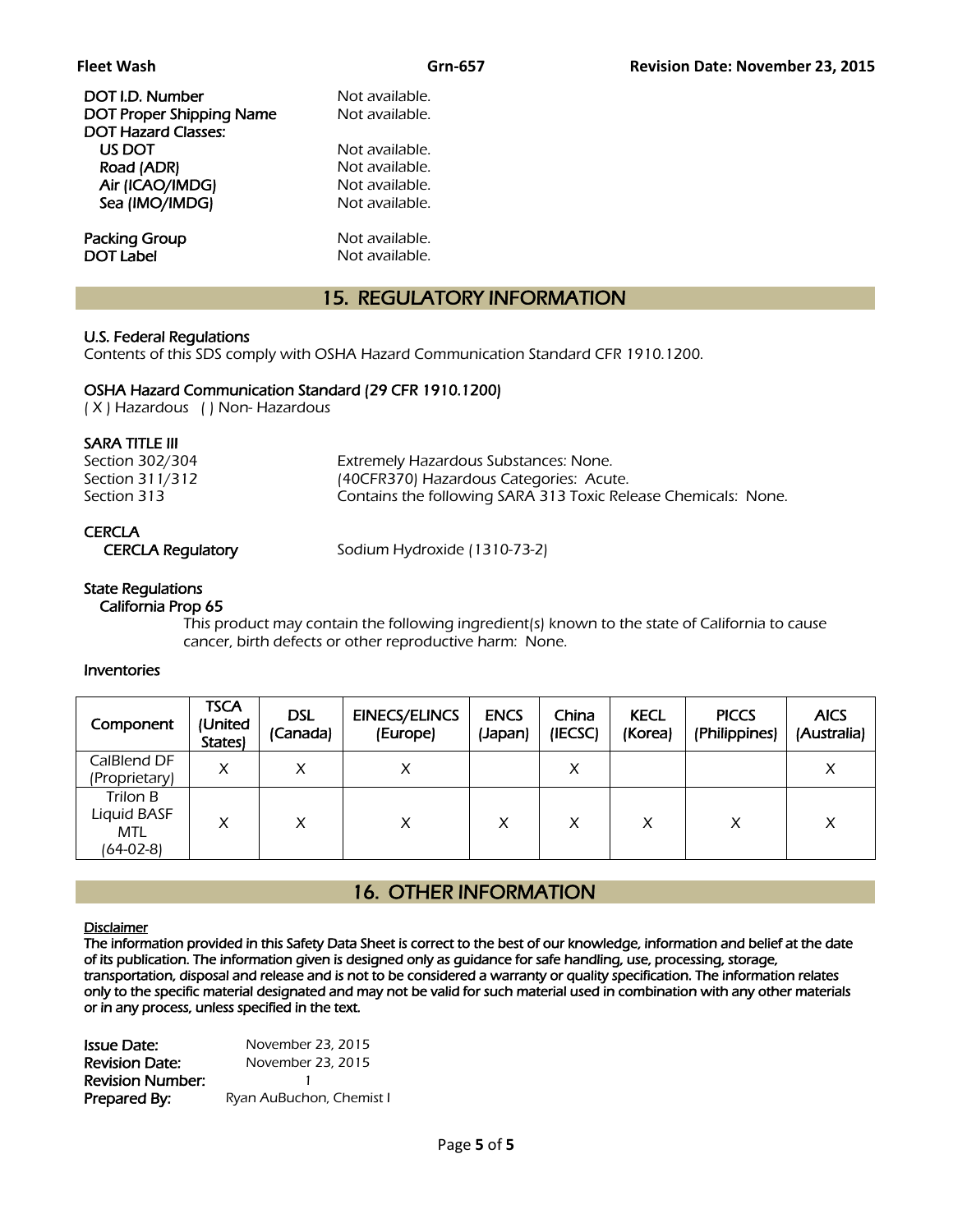| | |
|---|---|
| **DOT I.D. Number** | Not available. |
| **DOT Proper Shipping Name** | Not available. |
| **DOT Hazard Classes:** | |
| **US DOT** | Not available. |
| **Road (ADR)** | Not available. |
| **Air (ICAO/IMDG)** | Not available. |
| **Sea (IMO/IMDG)** | Not available. |
| **Packing Group** | Not available. |
| **DOT Label** | Not available. |

## 15. REGULATORY INFORMATION

**U.S. Federal Regulations**
Contents of this SDS comply with OSHA Hazard Communication Standard CFR 1910.1200.

**OSHA Hazard Communication Standard (29 CFR 1910.1200)**
( X ) Hazardous ( ) Non- Hazardous

**SARA TITLE III**

| | |
|---|---|
| Section 302/304 | Extremely Hazardous Substances: None. |
| Section 311/312 | (40CFR370) Hazardous Categories: Acute. |
| Section 313 | Contains the following SARA 313 Toxic Release Chemicals: None. |

**CERCLA**

**CERCLA Regulatory** Sodium Hydroxide (1310-73-2)

**State Regulations**

**California Prop 65**

This product may contain the following ingredient(s) known to the state of California to cause cancer, birth defects or other reproductive harm: None.

**Inventories**

| Component | TSCA (United States) | DSL (Canada) | EINECS/ELINCS (Europe) | ENCS (Japan) | China (IECSC) | KECL (Korea) | PICCS (Philippines) | AICS (Australia) |
|---|---|---|---|---|---|---|---|---|
| CalBlend DF (Proprietary) | X | X | X | | X | | | X |
| Trilon B Liquid BASF MTL (64-02-8) | X | X | X | X | X | X | X | X |

## 16. OTHER INFORMATION

**Disclaimer**
**The information provided in this Safety Data Sheet is correct to the best of our knowledge, information and belief at the date of its publication. The information given is designed only as guidance for safe handling, use, processing, storage, transportation, disposal and release and is not to be considered a warranty or quality specification. The information relates only to the specific material designated and may not be valid for such material used in combination with any other materials or in any process, unless specified in the text.**

| | |
|---|---|
| **Issue Date:** | November 23, 2015 |
| **Revision Date:** | November 23, 2015 |
| **Revision Number:** | 1 |
| **Prepared By:** | Ryan AuBuchon, Chemist I |